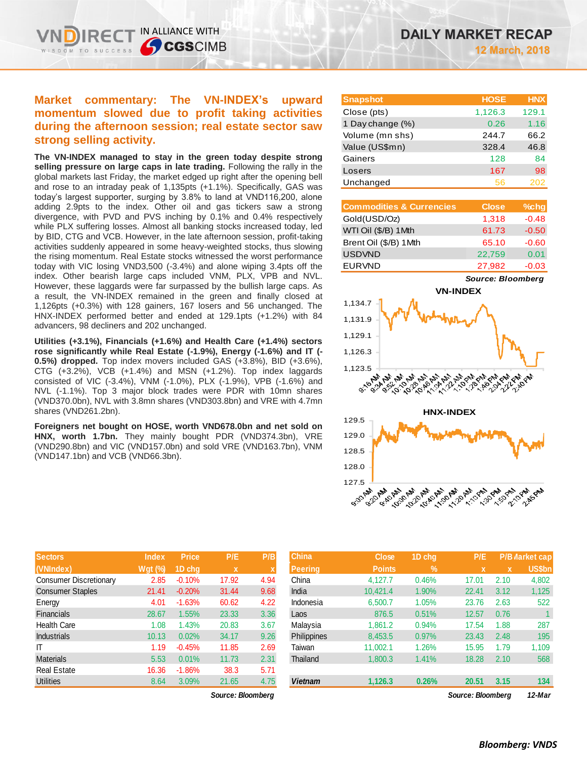# DAILY MARKET RECAP

**12 March, 2018**

## Market commentary: The VN-INDEX's upward momentum slowed due to profit taking activities during the afternoon session; real estate sector saw strong selling activity.

**The VN-INDEX managed to stay in the green today despite strong selling pressure on large caps in late trading.** Following the rally in the global markets last Friday, the market edged up right after the opening bell and rose to an intraday peak of 1,135pts (+1.1%). Specifically, GAS was today's largest supporter, surging by 3.8% to land at VND116,200, alone adding 2.9pts to the index. Other oil and gas tickers saw a strong divergence, with PVD and PVS inching by 0.1% and 0.4% respectively while PLX suffering losses. Almost all banking stocks increased today, led by BID, CTG and VCB. However, in the late afternoon session, profit-taking activities suddenly appeared in some heavy-weighted stocks, thus slowing the rising momentum. Real Estate stocks witnessed the worst performance today with VIC losing VND3,500 (-3.4%) and alone wiping 3.4pts off the index. Other bearish large caps included VNM, PLX, VPB and NVL. However, these laggards were far surpassed by the bullish large caps. As a result, the VN-INDEX remained in the green and finally closed at 1,126pts (+0.3%) with 128 gainers, 167 losers and 56 unchanged. The HNX-INDEX performed better and ended at 129.1pts (+1.2%) with 84 advancers, 98 decliners and 202 unchanged.

**Utilities (+3.1%), Financials (+1.6%) and Health Care (+1.4%) sectors rose significantly while Real Estate (-1.9%), Energy (-1.6%) and IT (-0.5%) dropped.** Top index movers included GAS (+3.8%), BID (+3.6%), CTG (+3.2%), VCB (+1.4%) and MSN (+1.2%). Top index laggards consisted of VIC (-3.4%), VNM (-1.0%), PLX (-1.9%), VPB (-1.6%) and NVL (-1.1%). Top 3 major block trades were PDR with 10mn shares (VND370.0bn), NVL with 3.8mn shares (VND303.8bn) and VRE with 4.7mn shares (VND261.2bn).

**Foreigners net bought on HOSE, worth VND678.0bn and net sold on HNX, worth 1.7bn.** They mainly bought PDR (VND374.3bn), VRE (VND290.8bn) and VIC (VND157.0bn) and sold VRE (VND163.7bn), VNM (VND147.1bn) and VCB (VND66.3bn).

| Snapshot | HOSE | HNX |
|---|---|---|
| Close (pts) | 1,126.3 | 129.1 |
| 1 Day change (%) | 0.26 | 1.16 |
| Volume (mn shs) | 244.7 | 66.2 |
| Value (US$mn) | 328.4 | 46.8 |
| Gainers | 128 | 84 |
| Losers | 167 | 98 |
| Unchanged | 56 | 202 |

| Commodities & Currencies | Close | %chg |
|---|---|---|
| Gold(USD/Oz) | 1,318 | -0.48 |
| WTI Oil ($/B) 1Mth | 61.73 | -0.50 |
| Brent Oil ($/B) 1Mth | 65.10 | -0.60 |
| USDVND | 22,759 | 0.01 |
| EURVND | 27,982 | -0.03 |

*Source: Bloomberg*

| Sectors (VNIndex) | Index Wgt (%) | Price 1D chg | P/E x | P/B x |
|---|---|---|---|---|
| Consumer Discretionary | 2.85 | -0.10% | 17.92 | 4.94 |
| Consumer Staples | 21.41 | -0.20% | 31.44 | 9.68 |
| Energy | 4.01 | -1.63% | 60.62 | 4.22 |
| Financials | 28.67 | 1.55% | 23.33 | 3.36 |
| Health Care | 1.08 | 1.43% | 20.83 | 3.67 |
| Industrials | 10.13 | 0.02% | 34.17 | 9.26 |
| IT | 1.19 | -0.45% | 11.85 | 2.69 |
| Materials | 5.53 | 0.01% | 11.73 | 2.31 |
| Real Estate | 16.36 | -1.86% | 38.3 | 5.71 |
| Utilities | 8.64 | 3.09% | 21.65 | 4.75 |

*Source: Bloomberg*

| China Peering | Close Points | 1D chg % | P/E x | P/B x | Market cap US$bn |
|---|---|---|---|---|---|
| China | 4,127.7 | 0.46% | 17.01 | 2.10 | 4,802 |
| India | 10,421.4 | 1.90% | 22.41 | 3.12 | 1,125 |
| Indonesia | 6,500.7 | 1.05% | 23.76 | 2.63 | 522 |
| Laos | 876.5 | 0.51% | 12.57 | 0.76 | 1 |
| Malaysia | 1,861.2 | 0.94% | 17.54 | 1.88 | 287 |
| Philippines | 8,453.5 | 0.97% | 23.43 | 2.48 | 195 |
| Taiwan | 11,002.1 | 1.26% | 15.95 | 1.79 | 1,109 |
| Thailand | 1,800.3 | 1.41% | 18.28 | 2.10 | 568 |
| **Vietnam** | **1,126.3** | **0.26%** | **20.51** | **3.15** | **134** |

*Source: Bloomberg* *12-Mar*

*Bloomberg: VNDS*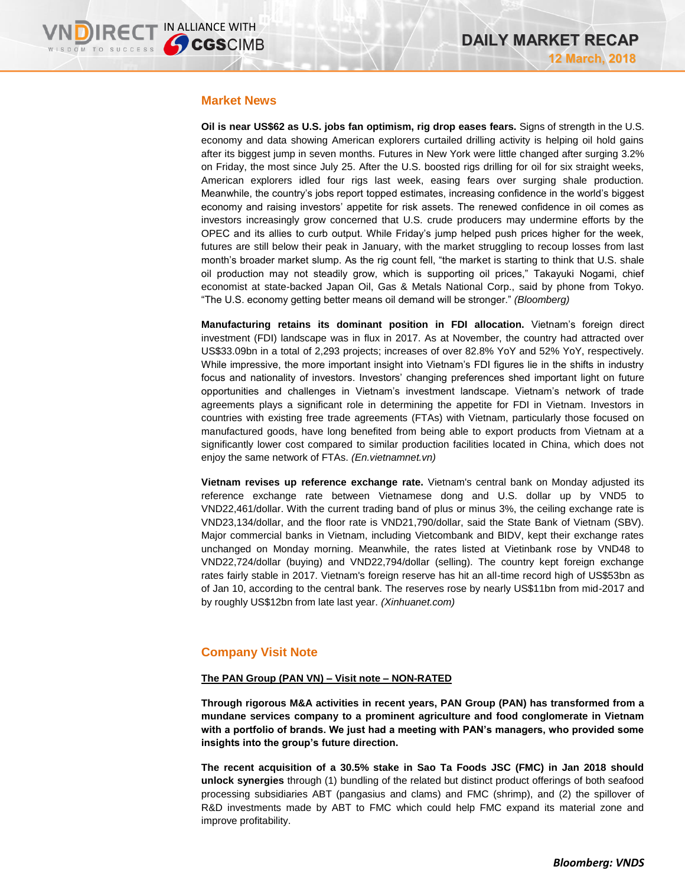## Market News

**Oil is near US$62 as U.S. jobs fan optimism, rig drop eases fears.** Signs of strength in the U.S. economy and data showing American explorers curtailed drilling activity is helping oil hold gains after its biggest jump in seven months. Futures in New York were little changed after surging 3.2% on Friday, the most since July 25. After the U.S. boosted rigs drilling for oil for six straight weeks, American explorers idled four rigs last week, easing fears over surging shale production. Meanwhile, the country's jobs report topped estimates, increasing confidence in the world's biggest economy and raising investors' appetite for risk assets. The renewed confidence in oil comes as investors increasingly grow concerned that U.S. crude producers may undermine efforts by the OPEC and its allies to curb output. While Friday's jump helped push prices higher for the week, futures are still below their peak in January, with the market struggling to recoup losses from last month's broader market slump. As the rig count fell, "the market is starting to think that U.S. shale oil production may not steadily grow, which is supporting oil prices," Takayuki Nogami, chief economist at state-backed Japan Oil, Gas & Metals National Corp., said by phone from Tokyo. "The U.S. economy getting better means oil demand will be stronger." *(Bloomberg)*

**Manufacturing retains its dominant position in FDI allocation.** Vietnam's foreign direct investment (FDI) landscape was in flux in 2017. As at November, the country had attracted over US$33.09bn in a total of 2,293 projects; increases of over 82.8% YoY and 52% YoY, respectively. While impressive, the more important insight into Vietnam's FDI figures lie in the shifts in industry focus and nationality of investors. Investors' changing preferences shed important light on future opportunities and challenges in Vietnam's investment landscape. Vietnam's network of trade agreements plays a significant role in determining the appetite for FDI in Vietnam. Investors in countries with existing free trade agreements (FTAs) with Vietnam, particularly those focused on manufactured goods, have long benefited from being able to export products from Vietnam at a significantly lower cost compared to similar production facilities located in China, which does not enjoy the same network of FTAs. *(En.vietnamnet.vn)*

**Vietnam revises up reference exchange rate.** Vietnam's central bank on Monday adjusted its reference exchange rate between Vietnamese dong and U.S. dollar up by VND5 to VND22,461/dollar. With the current trading band of plus or minus 3%, the ceiling exchange rate is VND23,134/dollar, and the floor rate is VND21,790/dollar, said the State Bank of Vietnam (SBV). Major commercial banks in Vietnam, including Vietcombank and BIDV, kept their exchange rates unchanged on Monday morning. Meanwhile, the rates listed at Vietinbank rose by VND48 to VND22,724/dollar (buying) and VND22,794/dollar (selling). The country kept foreign exchange rates fairly stable in 2017. Vietnam's foreign reserve has hit an all-time record high of US$53bn as of Jan 10, according to the central bank. The reserves rose by nearly US$11bn from mid-2017 and by roughly US$12bn from late last year. *(Xinhuanet.com)*

## Company Visit Note

**The PAN Group (PAN VN) – Visit note – NON-RATED**

**Through rigorous M&A activities in recent years, PAN Group (PAN) has transformed from a mundane services company to a prominent agriculture and food conglomerate in Vietnam with a portfolio of brands. We just had a meeting with PAN's managers, who provided some insights into the group's future direction.**

**The recent acquisition of a 30.5% stake in Sao Ta Foods JSC (FMC) in Jan 2018 should unlock synergies** through (1) bundling of the related but distinct product offerings of both seafood processing subsidiaries ABT (pangasius and clams) and FMC (shrimp), and (2) the spillover of R&D investments made by ABT to FMC which could help FMC expand its material zone and improve profitability.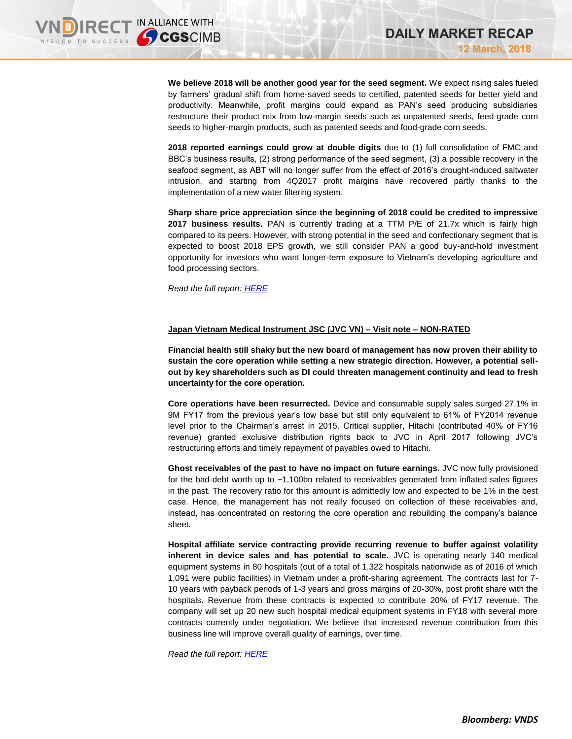**We believe 2018 will be another good year for the seed segment.** We expect rising sales fueled by farmers' gradual shift from home-saved seeds to certified, patented seeds for better yield and productivity. Meanwhile, profit margins could expand as PAN's seed producing subsidiaries restructure their product mix from low-margin seeds such as unpatented seeds, feed-grade corn seeds to higher-margin products, such as patented seeds and food-grade corn seeds.

**2018 reported earnings could grow at double digits** due to (1) full consolidation of FMC and BBC's business results, (2) strong performance of the seed segment, (3) a possible recovery in the seafood segment, as ABT will no longer suffer from the effect of 2016's drought-induced saltwater intrusion, and starting from 4Q2017 profit margins have recovered partly thanks to the implementation of a new water filtering system.

**Sharp share price appreciation since the beginning of 2018 could be credited to impressive 2017 business results.** PAN is currently trading at a TTM P/E of 21.7x which is fairly high compared to its peers. However, with strong potential in the seed and confectionary segment that is expected to boost 2018 EPS growth, we still consider PAN a good buy-and-hold investment opportunity for investors who want longer-term exposure to Vietnam's developing agriculture and food processing sectors.

*Read the full report:* [HERE]

**Japan Vietnam Medical Instrument JSC (JVC VN) – Visit note – NON-RATED**

**Financial health still shaky but the new board of management has now proven their ability to sustain the core operation while setting a new strategic direction. However, a potential sell-out by key shareholders such as DI could threaten management continuity and lead to fresh uncertainty for the core operation.**

**Core operations have been resurrected.** Device and consumable supply sales surged 27.1% in 9M FY17 from the previous year's low base but still only equivalent to 61% of FY2014 revenue level prior to the Chairman's arrest in 2015. Critical supplier, Hitachi (contributed 40% of FY16 revenue) granted exclusive distribution rights back to JVC in April 2017 following JVC's restructuring efforts and timely repayment of payables owed to Hitachi.

**Ghost receivables of the past to have no impact on future earnings.** JVC now fully provisioned for the bad-debt worth up to ~1,100bn related to receivables generated from inflated sales figures in the past. The recovery ratio for this amount is admittedly low and expected to be 1% in the best case. Hence, the management has not really focused on collection of these receivables and, instead, has concentrated on restoring the core operation and rebuilding the company's balance sheet.

**Hospital affiliate service contracting provide recurring revenue to buffer against volatility inherent in device sales and has potential to scale.** JVC is operating nearly 140 medical equipment systems in 80 hospitals (out of a total of 1,322 hospitals nationwide as of 2016 of which 1,091 were public facilities) in Vietnam under a profit-sharing agreement. The contracts last for 7-10 years with payback periods of 1-3 years and gross margins of 20-30%, post profit share with the hospitals. Revenue from these contracts is expected to contribute 20% of FY17 revenue. The company will set up 20 new such hospital medical equipment systems in FY18 with several more contracts currently under negotiation. We believe that increased revenue contribution from this business line will improve overall quality of earnings, over time.

*Read the full report:* [HERE]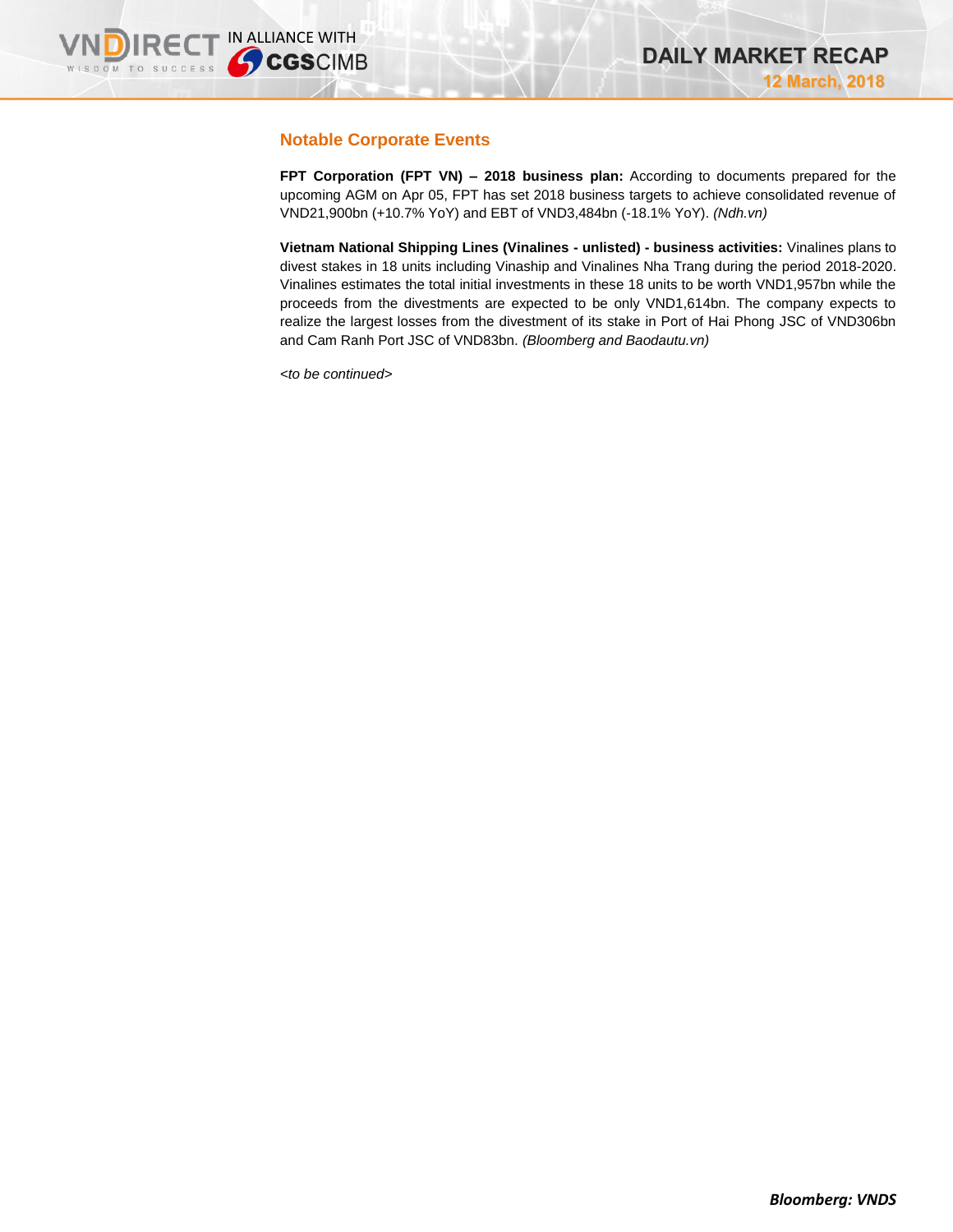## Notable Corporate Events

**FPT Corporation (FPT VN) – 2018 business plan:** According to documents prepared for the upcoming AGM on Apr 05, FPT has set 2018 business targets to achieve consolidated revenue of VND21,900bn (+10.7% YoY) and EBT of VND3,484bn (-18.1% YoY). *(Ndh.vn)*

**Vietnam National Shipping Lines (Vinalines - unlisted) - business activities:** Vinalines plans to divest stakes in 18 units including Vinaship and Vinalines Nha Trang during the period 2018-2020. Vinalines estimates the total initial investments in these 18 units to be worth VND1,957bn while the proceeds from the divestments are expected to be only VND1,614bn. The company expects to realize the largest losses from the divestment of its stake in Port of Hai Phong JSC of VND306bn and Cam Ranh Port JSC of VND83bn. *(Bloomberg and Baodautu.vn)*

*<to be continued>*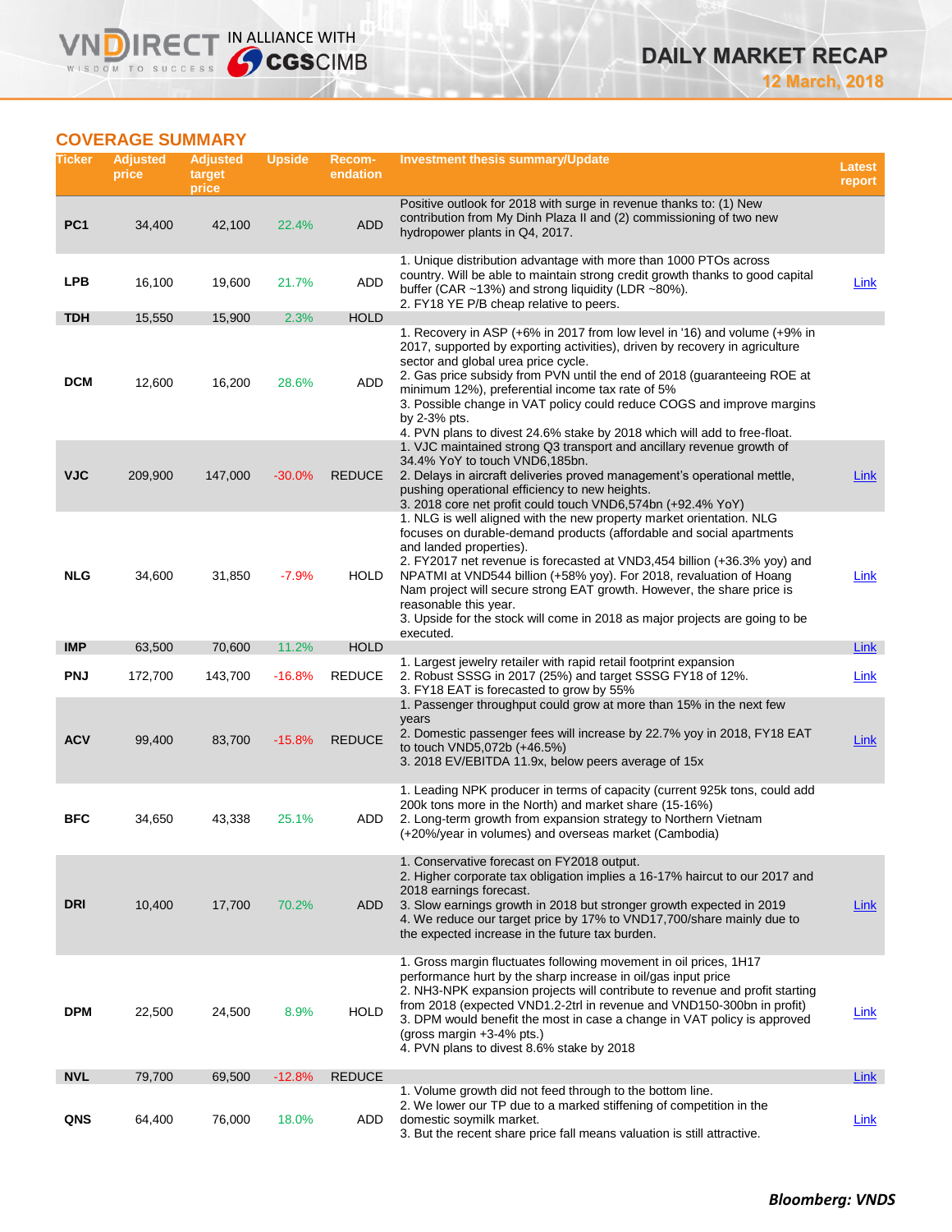## COVERAGE SUMMARY

| Ticker | Adjusted price | Adjusted target price | Upside | Recom-endation | Investment thesis summary/Update | Latest report |
|---|---|---|---|---|---|---|
| PC1 | 34,400 | 42,100 | 22.4% | ADD | Positive outlook for 2018 with surge in revenue thanks to: (1) New contribution from My Dinh Plaza II and (2) commissioning of two new hydropower plants in Q4, 2017. | |
| LPB | 16,100 | 19,600 | 21.7% | ADD | 1. Unique distribution advantage with more than 1000 PTOs across country. Will be able to maintain strong credit growth thanks to good capital buffer (CAR ~13%) and strong liquidity (LDR ~80%).<br>2. FY18 YE P/B cheap relative to peers. | Link |
| TDH | 15,550 | 15,900 | 2.3% | HOLD | | |
| DCM | 12,600 | 16,200 | 28.6% | ADD | 1. Recovery in ASP (+6% in 2017 from low level in '16) and volume (+9% in 2017, supported by exporting activities), driven by recovery in agriculture sector and global urea price cycle.<br>2. Gas price subsidy from PVN until the end of 2018 (guaranteeing ROE at minimum 12%), preferential income tax rate of 5%<br>3. Possible change in VAT policy could reduce COGS and improve margins by 2-3% pts.<br>4. PVN plans to divest 24.6% stake by 2018 which will add to free-float. | |
| VJC | 209,900 | 147,000 | -30.0% | REDUCE | 1. VJC maintained strong Q3 transport and ancillary revenue growth of 34.4% YoY to touch VND6,185bn.<br>2. Delays in aircraft deliveries proved management's operational mettle, pushing operational efficiency to new heights.<br>3. 2018 core net profit could touch VND6,574bn (+92.4% YoY) | Link |
| NLG | 34,600 | 31,850 | -7.9% | HOLD | 1. NLG is well aligned with the new property market orientation. NLG focuses on durable-demand products (affordable and social apartments and landed properties).<br>2. FY2017 net revenue is forecasted at VND3,454 billion (+36.3% yoy) and NPATMI at VND544 billion (+58% yoy). For 2018, revaluation of Hoang Nam project will secure strong EAT growth. However, the share price is reasonable this year.<br>3. Upside for the stock will come in 2018 as major projects are going to be executed. | Link |
| IMP | 63,500 | 70,600 | 11.2% | HOLD | | Link |
| PNJ | 172,700 | 143,700 | -16.8% | REDUCE | 1. Largest jewelry retailer with rapid retail footprint expansion<br>2. Robust SSSG in 2017 (25%) and target SSSG FY18 of 12%.<br>3. FY18 EAT is forecasted to grow by 55% | Link |
| ACV | 99,400 | 83,700 | -15.8% | REDUCE | 1. Passenger throughput could grow at more than 15% in the next few years<br>2. Domestic passenger fees will increase by 22.7% yoy in 2018, FY18 EAT to touch VND5,072b (+46.5%)<br>3. 2018 EV/EBITDA 11.9x, below peers average of 15x | Link |
| BFC | 34,650 | 43,338 | 25.1% | ADD | 1. Leading NPK producer in terms of capacity (current 925k tons, could add 200k tons more in the North) and market share (15-16%)<br>2. Long-term growth from expansion strategy to Northern Vietnam (+20%/year in volumes) and overseas market (Cambodia) | |
| DRI | 10,400 | 17,700 | 70.2% | ADD | 1. Conservative forecast on FY2018 output.<br>2. Higher corporate tax obligation implies a 16-17% haircut to our 2017 and 2018 earnings forecast.<br>3. Slow earnings growth in 2018 but stronger growth expected in 2019<br>4. We reduce our target price by 17% to VND17,700/share mainly due to the expected increase in the future tax burden. | Link |
| DPM | 22,500 | 24,500 | 8.9% | HOLD | 1. Gross margin fluctuates following movement in oil prices, 1H17 performance hurt by the sharp increase in oil/gas input price<br>2. NH3-NPK expansion projects will contribute to revenue and profit starting from 2018 (expected VND1.2-2trl in revenue and VND150-300bn in profit)<br>3. DPM would benefit the most in case a change in VAT policy is approved (gross margin +3-4% pts.)<br>4. PVN plans to divest 8.6% stake by 2018 | Link |
| NVL | 79,700 | 69,500 | -12.8% | REDUCE | | Link |
| QNS | 64,400 | 76,000 | 18.0% | ADD | 1. Volume growth did not feed through to the bottom line.<br>2. We lower our TP due to a marked stiffening of competition in the domestic soymilk market.<br>3. But the recent share price fall means valuation is still attractive. | Link |

***Bloomberg: VNDS***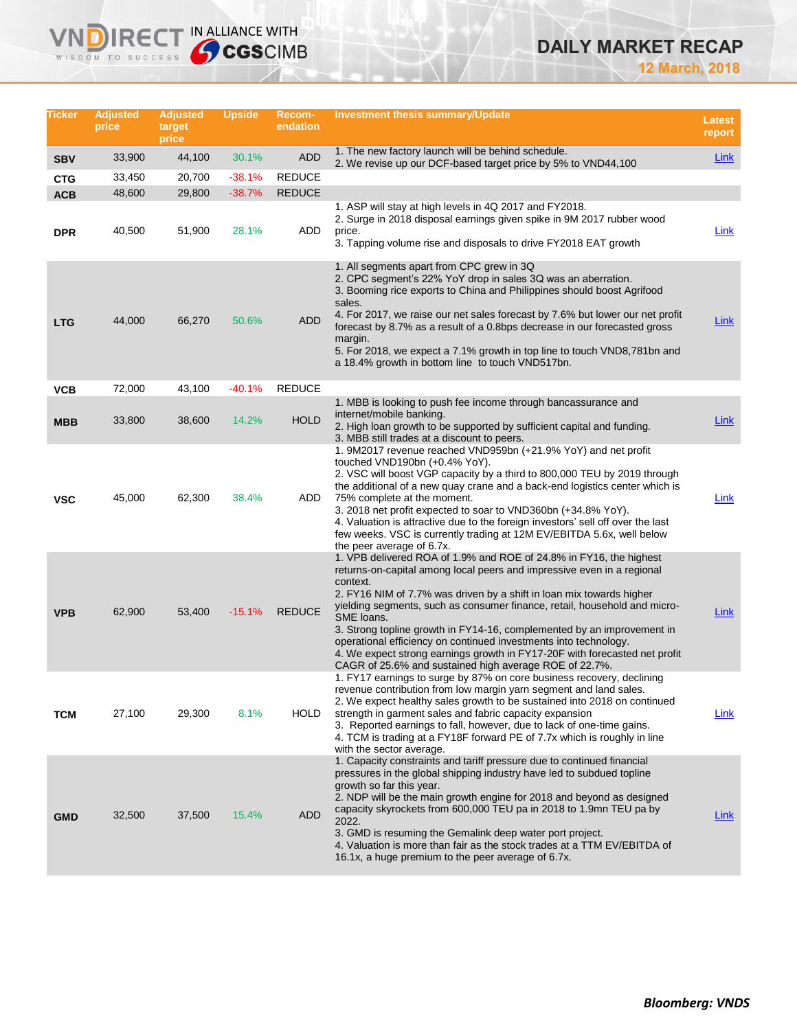| Ticker | Adjusted price | Adjusted target price | Upside | Recom-endation | Investment thesis summary/Update | Latest report |
|---|---|---|---|---|---|---|
| SBV | 33,900 | 44,100 | 30.1% | ADD | 1. The new factory launch will be behind schedule.<br>2. We revise up our DCF-based target price by 5% to VND44,100 | Link |
| CTG | 33,450 | 20,700 | -38.1% | REDUCE | | |
| ACB | 48,600 | 29,800 | -38.7% | REDUCE | | |
| DPR | 40,500 | 51,900 | 28.1% | ADD | 1. ASP will stay at high levels in 4Q 2017 and FY2018.<br>2. Surge in 2018 disposal earnings given spike in 9M 2017 rubber wood price.<br>3. Tapping volume rise and disposals to drive FY2018 EAT growth | Link |
| LTG | 44,000 | 66,270 | 50.6% | ADD | 1. All segments apart from CPC grew in 3Q<br>2. CPC segment's 22% YoY drop in sales 3Q was an aberration.<br>3. Booming rice exports to China and Philippines should boost Agrifood sales.<br>4. For 2017, we raise our net sales forecast by 7.6% but lower our net profit forecast by 8.7% as a result of a 0.8bps decrease in our forecasted gross margin.<br>5. For 2018, we expect a 7.1% growth in top line to touch VND8,781bn and a 18.4% growth in bottom line to touch VND517bn. | Link |
| VCB | 72,000 | 43,100 | -40.1% | REDUCE | | |
| MBB | 33,800 | 38,600 | 14.2% | HOLD | 1. MBB is looking to push fee income through bancassurance and internet/mobile banking.<br>2. High loan growth to be supported by sufficient capital and funding.<br>3. MBB still trades at a discount to peers. | Link |
| VSC | 45,000 | 62,300 | 38.4% | ADD | 1. 9M2017 revenue reached VND959bn (+21.9% YoY) and net profit touched VND190bn (+0.4% YoY).<br>2. VSC will boost VGP capacity by a third to 800,000 TEU by 2019 through the additional of a new quay crane and a back-end logistics center which is 75% complete at the moment.<br>3. 2018 net profit expected to soar to VND360bn (+34.8% YoY).<br>4. Valuation is attractive due to the foreign investors' sell off over the last few weeks. VSC is currently trading at 12M EV/EBITDA 5.6x, well below the peer average of 6.7x. | Link |
| VPB | 62,900 | 53,400 | -15.1% | REDUCE | 1. VPB delivered ROA of 1.9% and ROE of 24.8% in FY16, the highest returns-on-capital among local peers and impressive even in a regional context.<br>2. FY16 NIM of 7.7% was driven by a shift in loan mix towards higher yielding segments, such as consumer finance, retail, household and micro-SME loans.<br>3. Strong topline growth in FY14-16, complemented by an improvement in operational efficiency on continued investments into technology.<br>4. We expect strong earnings growth in FY17-20F with forecasted net profit CAGR of 25.6% and sustained high average ROE of 22.7%. | Link |
| TCM | 27,100 | 29,300 | 8.1% | HOLD | 1. FY17 earnings to surge by 87% on core business recovery, declining revenue contribution from low margin yarn segment and land sales.<br>2. We expect healthy sales growth to be sustained into 2018 on continued strength in garment sales and fabric capacity expansion<br>3. Reported earnings to fall, however, due to lack of one-time gains.<br>4. TCM is trading at a FY18F forward PE of 7.7x which is roughly in line with the sector average. | Link |
| GMD | 32,500 | 37,500 | 15.4% | ADD | 1. Capacity constraints and tariff pressure due to continued financial pressures in the global shipping industry have led to subdued topline growth so far this year.<br>2. NDP will be the main growth engine for 2018 and beyond as designed capacity skyrockets from 600,000 TEU pa in 2018 to 1.9mn TEU pa by 2022.<br>3. GMD is resuming the Gemalink deep water port project.<br>4. Valuation is more than fair as the stock trades at a TTM EV/EBITDA of 16.1x, a huge premium to the peer average of 6.7x. | Link |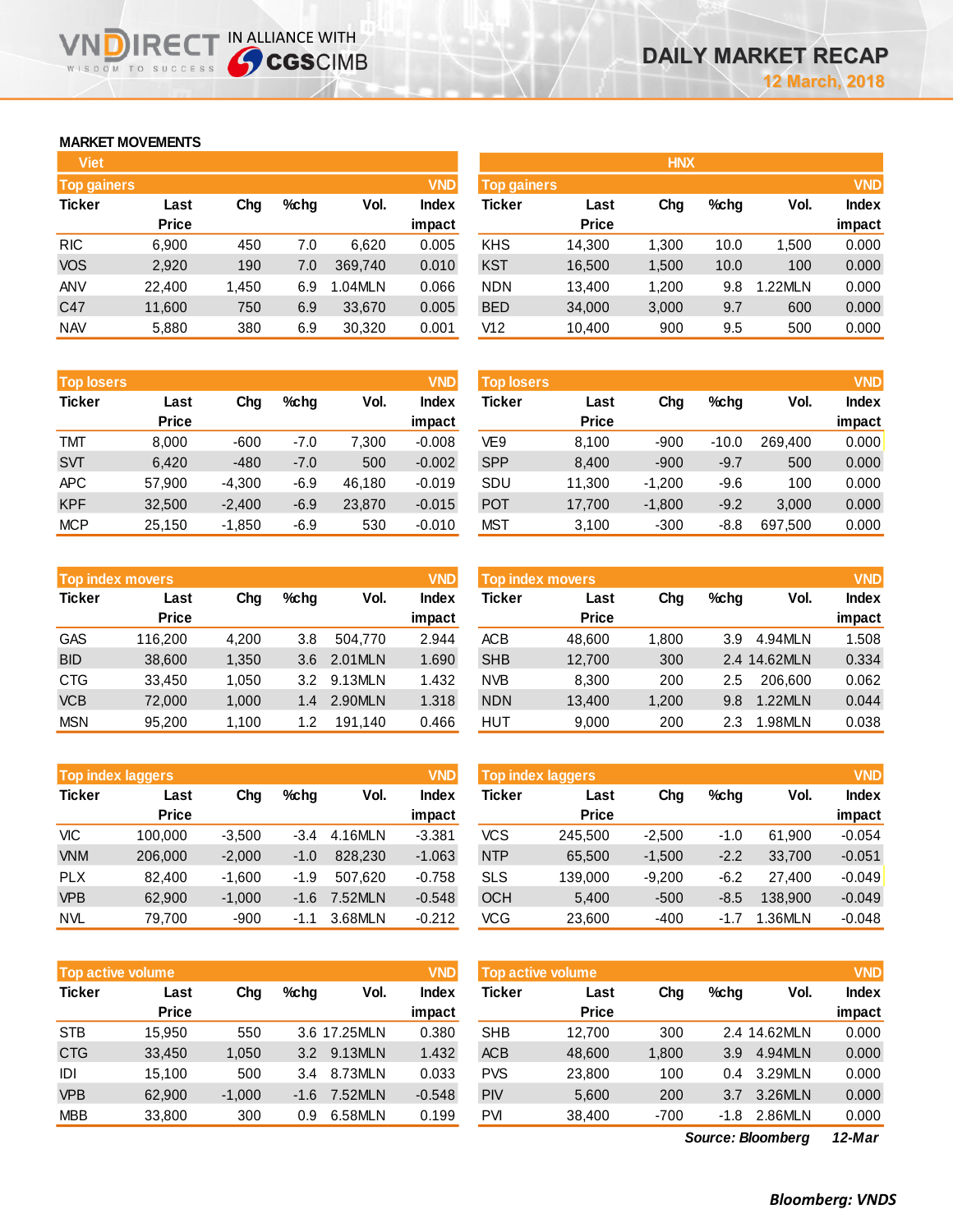# DAILY MARKET RECAP

12 March, 2018

## MARKET MOVEMENTS

### Viet

**Top gainers** (VND)

| Ticker | Last Price | Chg | %chg | Vol. | Index impact |
|---|---|---|---|---|---|
| RIC | 6,900 | 450 | 7.0 | 6,620 | 0.005 |
| VOS | 2,920 | 190 | 7.0 | 369,740 | 0.010 |
| ANV | 22,400 | 1,450 | 6.9 | 1.04MLN | 0.066 |
| C47 | 11,600 | 750 | 6.9 | 33,670 | 0.005 |
| NAV | 5,880 | 380 | 6.9 | 30,320 | 0.001 |

**Top losers** (VND)

| Ticker | Last Price | Chg | %chg | Vol. | Index impact |
|---|---|---|---|---|---|
| TMT | 8,000 | -600 | -7.0 | 7,300 | -0.008 |
| SVT | 6,420 | -480 | -7.0 | 500 | -0.002 |
| APC | 57,900 | -4,300 | -6.9 | 46,180 | -0.019 |
| KPF | 32,500 | -2,400 | -6.9 | 23,870 | -0.015 |
| MCP | 25,150 | -1,850 | -6.9 | 530 | -0.010 |

**Top index movers** (VND)

| Ticker | Last Price | Chg | %chg | Vol. | Index impact |
|---|---|---|---|---|---|
| GAS | 116,200 | 4,200 | 3.8 | 504,770 | 2.944 |
| BID | 38,600 | 1,350 | 3.6 | 2.01MLN | 1.690 |
| CTG | 33,450 | 1,050 | 3.2 | 9.13MLN | 1.432 |
| VCB | 72,000 | 1,000 | 1.4 | 2.90MLN | 1.318 |
| MSN | 95,200 | 1,100 | 1.2 | 191,140 | 0.466 |

**Top index laggers** (VND)

| Ticker | Last Price | Chg | %chg | Vol. | Index impact |
|---|---|---|---|---|---|
| VIC | 100,000 | -3,500 | -3.4 | 4.16MLN | -3.381 |
| VNM | 206,000 | -2,000 | -1.0 | 828,230 | -1.063 |
| PLX | 82,400 | -1,600 | -1.9 | 507,620 | -0.758 |
| VPB | 62,900 | -1,000 | -1.6 | 7.52MLN | -0.548 |
| NVL | 79,700 | -900 | -1.1 | 3.68MLN | -0.212 |

**Top active volume** (VND)

| Ticker | Last Price | Chg | %chg | Vol. | Index impact |
|---|---|---|---|---|---|
| STB | 15,950 | 550 | 3.6 | 17.25MLN | 0.380 |
| CTG | 33,450 | 1,050 | 3.2 | 9.13MLN | 1.432 |
| IDI | 15,100 | 500 | 3.4 | 8.73MLN | 0.033 |
| VPB | 62,900 | -1,000 | -1.6 | 7.52MLN | -0.548 |
| MBB | 33,800 | 300 | 0.9 | 6.58MLN | 0.199 |

### HNX

**Top gainers** (VND)

| Ticker | Last Price | Chg | %chg | Vol. | Index impact |
|---|---|---|---|---|---|
| KHS | 14,300 | 1,300 | 10.0 | 1,500 | 0.000 |
| KST | 16,500 | 1,500 | 10.0 | 100 | 0.000 |
| NDN | 13,400 | 1,200 | 9.8 | 1.22MLN | 0.000 |
| BED | 34,000 | 3,000 | 9.7 | 600 | 0.000 |
| V12 | 10,400 | 900 | 9.5 | 500 | 0.000 |

**Top losers** (VND)

| Ticker | Last Price | Chg | %chg | Vol. | Index impact |
|---|---|---|---|---|---|
| VE9 | 8,100 | -900 | -10.0 | 269,400 | 0.000 |
| SPP | 8,400 | -900 | -9.7 | 500 | 0.000 |
| SDU | 11,300 | -1,200 | -9.6 | 100 | 0.000 |
| POT | 17,700 | -1,800 | -9.2 | 3,000 | 0.000 |
| MST | 3,100 | -300 | -8.8 | 697,500 | 0.000 |

**Top index movers** (VND)

| Ticker | Last Price | Chg | %chg | Vol. | Index impact |
|---|---|---|---|---|---|
| ACB | 48,600 | 1,800 | 3.9 | 4.94MLN | 1.508 |
| SHB | 12,700 | 300 | 2.4 | 14.62MLN | 0.334 |
| NVB | 8,300 | 200 | 2.5 | 206,600 | 0.062 |
| NDN | 13,400 | 1,200 | 9.8 | 1.22MLN | 0.044 |
| HUT | 9,000 | 200 | 2.3 | 1.98MLN | 0.038 |

**Top index laggers** (VND)

| Ticker | Last Price | Chg | %chg | Vol. | Index impact |
|---|---|---|---|---|---|
| VCS | 245,500 | -2,500 | -1.0 | 61,900 | -0.054 |
| NTP | 65,500 | -1,500 | -2.2 | 33,700 | -0.051 |
| SLS | 139,000 | -9,200 | -6.2 | 27,400 | -0.049 |
| OCH | 5,400 | -500 | -8.5 | 138,900 | -0.049 |
| VCG | 23,600 | -400 | -1.7 | 1.36MLN | -0.048 |

**Top active volume** (VND)

| Ticker | Last Price | Chg | %chg | Vol. | Index impact |
|---|---|---|---|---|---|
| SHB | 12,700 | 300 | 2.4 | 14.62MLN | 0.000 |
| ACB | 48,600 | 1,800 | 3.9 | 4.94MLN | 0.000 |
| PVS | 23,800 | 100 | 0.4 | 3.29MLN | 0.000 |
| PIV | 5,600 | 200 | 3.7 | 3.26MLN | 0.000 |
| PVI | 38,400 | -700 | -1.8 | 2.86MLN | 0.000 |

*Source: Bloomberg* *12-Mar*

***Bloomberg: VNDS***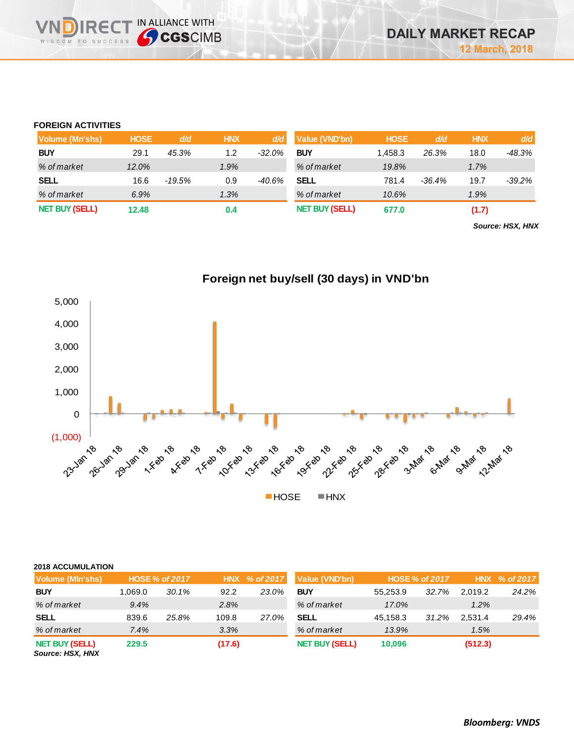# DAILY MARKET RECAP

12 March, 2018

## FOREIGN ACTIVITIES

| Volume (Mn'shs) | HOSE | d/d | HNX | d/d |
|---|---|---|---|---|
| BUY | 29.1 | 45.3% | 1.2 | -32.0% |
| % of market | 12.0% | | 1.9% | |
| SELL | 16.6 | -19.5% | 0.9 | -40.6% |
| % of market | 6.9% | | 1.3% | |
| NET BUY (SELL) | 12.48 | | 0.4 | |

| Value (VND'bn) | HOSE | d/d | HNX | d/d |
|---|---|---|---|---|
| BUY | 1,458.3 | 26.3% | 18.0 | -48.3% |
| % of market | 19.8% | | 1.7% | |
| SELL | 781.4 | -36.4% | 19.7 | -39.2% |
| % of market | 10.6% | | 1.9% | |
| NET BUY (SELL) | 677.0 | | (1.7) | |

*Source: HSX, HNX*

**Foreign net buy/sell (30 days) in VND'bn**

## 2018 ACCUMULATION

| Volume (Mln'shs) | HOSE | % of 2017 | HNX | % of 2017 |
|---|---|---|---|---|
| BUY | 1,069.0 | 30.1% | 92.2 | 23.0% |
| % of market | 9.4% | | 2.8% | |
| SELL | 839.6 | 25.8% | 109.8 | 27.0% |
| % of market | 7.4% | | 3.3% | |
| NET BUY (SELL) | 229.5 | | (17.6) | |

| Value (VND'bn) | HOSE | % of 2017 | HNX | % of 2017 |
|---|---|---|---|---|
| BUY | 55,253.9 | 32.7% | 2,019.2 | 24.2% |
| % of market | 17.0% | | 1.2% | |
| SELL | 45,158.3 | 31.2% | 2,531.4 | 29.4% |
| % of market | 13.9% | | 1.5% | |
| NET BUY (SELL) | 10,096 | | (512.3) | |

*Source: HSX, HNX*

***Bloomberg: VNDS***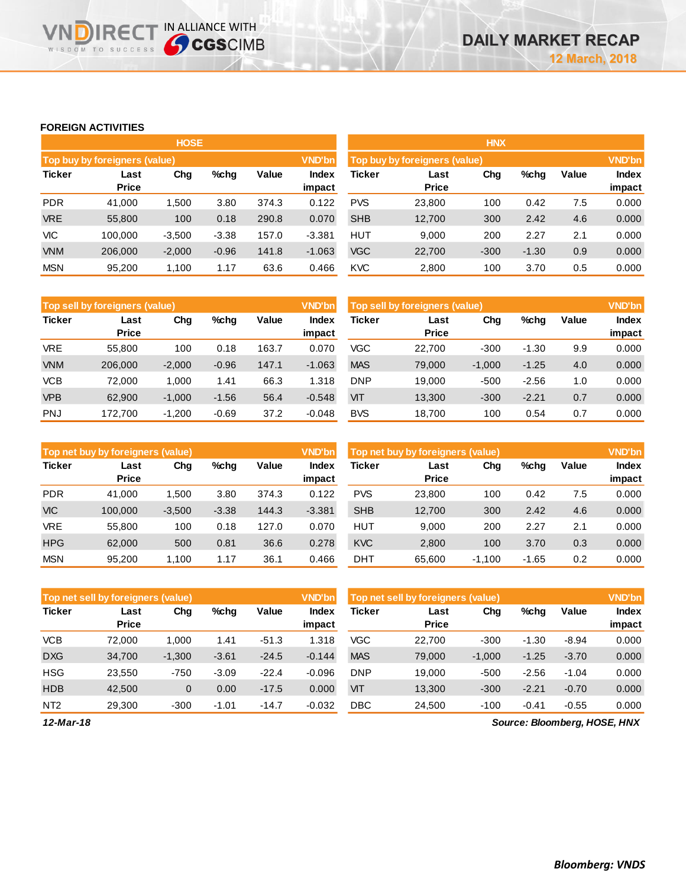# DAILY MARKET RECAP

12 March, 2018

## FOREIGN ACTIVITIES

### HOSE

**Top buy by foreigners (value)** — VND'bn

| Ticker | Last Price | Chg | %chg | Value | Index impact |
|---|---|---|---|---|---|
| PDR | 41,000 | 1,500 | 3.80 | 374.3 | 0.122 |
| VRE | 55,800 | 100 | 0.18 | 290.8 | 0.070 |
| VIC | 100,000 | -3,500 | -3.38 | 157.0 | -3.381 |
| VNM | 206,000 | -2,000 | -0.96 | 141.8 | -1.063 |
| MSN | 95,200 | 1,100 | 1.17 | 63.6 | 0.466 |

**Top sell by foreigners (value)** — VND'bn

| Ticker | Last Price | Chg | %chg | Value | Index impact |
|---|---|---|---|---|---|
| VRE | 55,800 | 100 | 0.18 | 163.7 | 0.070 |
| VNM | 206,000 | -2,000 | -0.96 | 147.1 | -1.063 |
| VCB | 72,000 | 1,000 | 1.41 | 66.3 | 1.318 |
| VPB | 62,900 | -1,000 | -1.56 | 56.4 | -0.548 |
| PNJ | 172,700 | -1,200 | -0.69 | 37.2 | -0.048 |

**Top net buy by foreigners (value)** — VND'bn

| Ticker | Last Price | Chg | %chg | Value | Index impact |
|---|---|---|---|---|---|
| PDR | 41,000 | 1,500 | 3.80 | 374.3 | 0.122 |
| VIC | 100,000 | -3,500 | -3.38 | 144.3 | -3.381 |
| VRE | 55,800 | 100 | 0.18 | 127.0 | 0.070 |
| HPG | 62,000 | 500 | 0.81 | 36.6 | 0.278 |
| MSN | 95,200 | 1,100 | 1.17 | 36.1 | 0.466 |

**Top net sell by foreigners (value)** — VND'bn

| Ticker | Last Price | Chg | %chg | Value | Index impact |
|---|---|---|---|---|---|
| VCB | 72,000 | 1,000 | 1.41 | -51.3 | 1.318 |
| DXG | 34,700 | -1,300 | -3.61 | -24.5 | -0.144 |
| HSG | 23,550 | -750 | -3.09 | -22.4 | -0.096 |
| HDB | 42,500 | 0 | 0.00 | -17.5 | 0.000 |
| NT2 | 29,300 | -300 | -1.01 | -14.7 | -0.032 |

### HNX

**Top buy by foreigners (value)** — VND'bn

| Ticker | Last Price | Chg | %chg | Value | Index impact |
|---|---|---|---|---|---|
| PVS | 23,800 | 100 | 0.42 | 7.5 | 0.000 |
| SHB | 12,700 | 300 | 2.42 | 4.6 | 0.000 |
| HUT | 9,000 | 200 | 2.27 | 2.1 | 0.000 |
| VGC | 22,700 | -300 | -1.30 | 0.9 | 0.000 |
| KVC | 2,800 | 100 | 3.70 | 0.5 | 0.000 |

**Top sell by foreigners (value)** — VND'bn

| Ticker | Last Price | Chg | %chg | Value | Index impact |
|---|---|---|---|---|---|
| VGC | 22,700 | -300 | -1.30 | 9.9 | 0.000 |
| MAS | 79,000 | -1,000 | -1.25 | 4.0 | 0.000 |
| DNP | 19,000 | -500 | -2.56 | 1.0 | 0.000 |
| VIT | 13,300 | -300 | -2.21 | 0.7 | 0.000 |
| BVS | 18,700 | 100 | 0.54 | 0.7 | 0.000 |

**Top net buy by foreigners (value)** — VND'bn

| Ticker | Last Price | Chg | %chg | Value | Index impact |
|---|---|---|---|---|---|
| PVS | 23,800 | 100 | 0.42 | 7.5 | 0.000 |
| SHB | 12,700 | 300 | 2.42 | 4.6 | 0.000 |
| HUT | 9,000 | 200 | 2.27 | 2.1 | 0.000 |
| KVC | 2,800 | 100 | 3.70 | 0.3 | 0.000 |
| DHT | 65,600 | -1,100 | -1.65 | 0.2 | 0.000 |

**Top net sell by foreigners (value)** — VND'bn

| Ticker | Last Price | Chg | %chg | Value | Index impact |
|---|---|---|---|---|---|
| VGC | 22,700 | -300 | -1.30 | -8.94 | 0.000 |
| MAS | 79,000 | -1,000 | -1.25 | -3.70 | 0.000 |
| DNP | 19,000 | -500 | -2.56 | -1.04 | 0.000 |
| VIT | 13,300 | -300 | -2.21 | -0.70 | 0.000 |
| DBC | 24,500 | -100 | -0.41 | -0.55 | 0.000 |

*12-Mar-18*

*Source: Bloomberg, HOSE, HNX*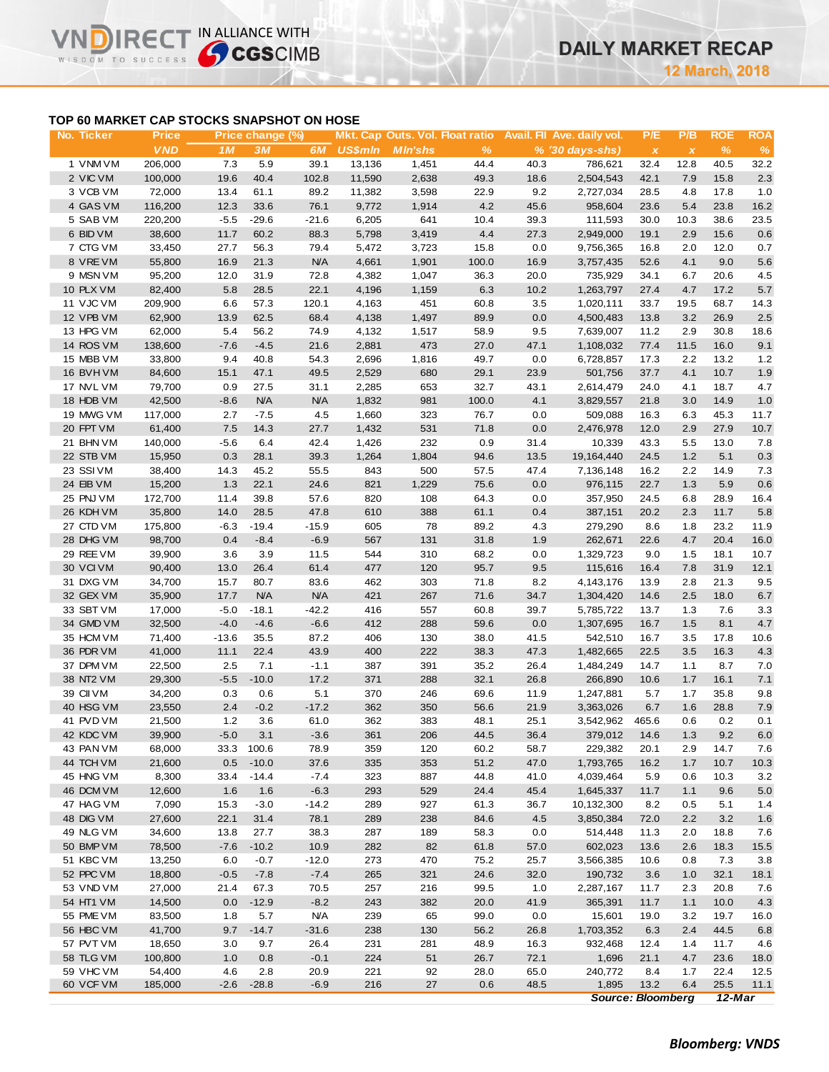# DAILY MARKET RECAP

**12 March, 2018**

## TOP 60 MARKET CAP STOCKS SNAPSHOT ON HOSE

| No. | Ticker | Price | Price change (%) | | | Mkt. Cap | Outs. Vol. | Float ratio | Avail. FII | Ave. daily vol. | P/E | P/B | ROE | ROA |
|---|---|---|---|---|---|---|---|---|---|---|---|---|---|---|
| | | VND | 1M | 3M | 6M | US$mln | Mln'shs | % | % | (30 days-shs) | x | x | % | % |
| 1 | VNM VM | 206,000 | 7.3 | 5.9 | 39.1 | 13,136 | 1,451 | 44.4 | 40.3 | 786,621 | 32.4 | 12.8 | 40.5 | 32.2 |
| 2 | VIC VM | 100,000 | 19.6 | 40.4 | 102.8 | 11,590 | 2,638 | 49.3 | 18.6 | 2,504,543 | 42.1 | 7.9 | 15.8 | 2.3 |
| 3 | VCB VM | 72,000 | 13.4 | 61.1 | 89.2 | 11,382 | 3,598 | 22.9 | 9.2 | 2,727,034 | 28.5 | 4.8 | 17.8 | 1.0 |
| 4 | GAS VM | 116,200 | 12.3 | 33.6 | 76.1 | 9,772 | 1,914 | 4.2 | 45.6 | 958,604 | 23.6 | 5.4 | 23.8 | 16.2 |
| 5 | SAB VM | 220,200 | -5.5 | -29.6 | -21.6 | 6,205 | 641 | 10.4 | 39.3 | 111,593 | 30.0 | 10.3 | 38.6 | 23.5 |
| 6 | BID VM | 38,600 | 11.7 | 60.2 | 88.3 | 5,798 | 3,419 | 4.4 | 27.3 | 2,949,000 | 19.1 | 2.9 | 15.6 | 0.6 |
| 7 | CTG VM | 33,450 | 27.7 | 56.3 | 79.4 | 5,472 | 3,723 | 15.8 | 0.0 | 9,756,365 | 16.8 | 2.0 | 12.0 | 0.7 |
| 8 | VRE VM | 55,800 | 16.9 | 21.3 | N/A | 4,661 | 1,901 | 100.0 | 16.9 | 3,757,435 | 52.6 | 4.1 | 9.0 | 5.6 |
| 9 | MSN VM | 95,200 | 12.0 | 31.9 | 72.8 | 4,382 | 1,047 | 36.3 | 20.0 | 735,929 | 34.1 | 6.7 | 20.6 | 4.5 |
| 10 | PLX VM | 82,400 | 5.8 | 28.5 | 22.1 | 4,196 | 1,159 | 6.3 | 10.2 | 1,263,797 | 27.4 | 4.7 | 17.2 | 5.7 |
| 11 | VJC VM | 209,900 | 6.6 | 57.3 | 120.1 | 4,163 | 451 | 60.8 | 3.5 | 1,020,111 | 33.7 | 19.5 | 68.7 | 14.3 |
| 12 | VPB VM | 62,900 | 13.9 | 62.5 | 68.4 | 4,138 | 1,497 | 89.9 | 0.0 | 4,500,483 | 13.8 | 3.2 | 26.9 | 2.5 |
| 13 | HPG VM | 62,000 | 5.4 | 56.2 | 74.9 | 4,132 | 1,517 | 58.9 | 9.5 | 7,639,007 | 11.2 | 2.9 | 30.8 | 18.6 |
| 14 | ROS VM | 138,600 | -7.6 | -4.5 | 21.6 | 2,881 | 473 | 27.0 | 47.1 | 1,108,032 | 77.4 | 11.5 | 16.0 | 9.1 |
| 15 | MBB VM | 33,800 | 9.4 | 40.8 | 54.3 | 2,696 | 1,816 | 49.7 | 0.0 | 6,728,857 | 17.3 | 2.2 | 13.2 | 1.2 |
| 16 | BVH VM | 84,600 | 15.1 | 47.1 | 49.5 | 2,529 | 680 | 29.1 | 23.9 | 501,756 | 37.7 | 4.1 | 10.7 | 1.9 |
| 17 | NVL VM | 79,700 | 0.9 | 27.5 | 31.1 | 2,285 | 653 | 32.7 | 43.1 | 2,614,479 | 24.0 | 4.1 | 18.7 | 4.7 |
| 18 | HDB VM | 42,500 | -8.6 | N/A | N/A | 1,832 | 981 | 100.0 | 4.1 | 3,829,557 | 21.8 | 3.0 | 14.9 | 1.0 |
| 19 | MWG VM | 117,000 | 2.7 | -7.5 | 4.5 | 1,660 | 323 | 76.7 | 0.0 | 509,088 | 16.3 | 6.3 | 45.3 | 11.7 |
| 20 | FPT VM | 61,400 | 7.5 | 14.3 | 27.7 | 1,432 | 531 | 71.8 | 0.0 | 2,476,978 | 12.0 | 2.9 | 27.9 | 10.7 |
| 21 | BHN VM | 140,000 | -5.6 | 6.4 | 42.4 | 1,426 | 232 | 0.9 | 31.4 | 10,339 | 43.3 | 5.5 | 13.0 | 7.8 |
| 22 | STB VM | 15,950 | 0.3 | 28.1 | 39.3 | 1,264 | 1,804 | 94.6 | 13.5 | 19,164,440 | 24.5 | 1.2 | 5.1 | 0.3 |
| 23 | SSI VM | 38,400 | 14.3 | 45.2 | 55.5 | 843 | 500 | 57.5 | 47.4 | 7,136,148 | 16.2 | 2.2 | 14.9 | 7.3 |
| 24 | EIB VM | 15,200 | 1.3 | 22.1 | 24.6 | 821 | 1,229 | 75.6 | 0.0 | 976,115 | 22.7 | 1.3 | 5.9 | 0.6 |
| 25 | PNJ VM | 172,700 | 11.4 | 39.8 | 57.6 | 820 | 108 | 64.3 | 0.0 | 357,950 | 24.5 | 6.8 | 28.9 | 16.4 |
| 26 | KDH VM | 35,800 | 14.0 | 28.5 | 47.8 | 610 | 388 | 61.1 | 0.4 | 387,151 | 20.2 | 2.3 | 11.7 | 5.8 |
| 27 | CTD VM | 175,800 | -6.3 | -19.4 | -15.9 | 605 | 78 | 89.2 | 4.3 | 279,290 | 8.6 | 1.8 | 23.2 | 11.9 |
| 28 | DHG VM | 98,700 | 0.4 | -8.4 | -6.9 | 567 | 131 | 31.8 | 1.9 | 262,671 | 22.6 | 4.7 | 20.4 | 16.0 |
| 29 | REE VM | 39,900 | 3.6 | 3.9 | 11.5 | 544 | 310 | 68.2 | 0.0 | 1,329,723 | 9.0 | 1.5 | 18.1 | 10.7 |
| 30 | VCI VM | 90,400 | 13.0 | 26.4 | 61.4 | 477 | 120 | 95.7 | 9.5 | 115,616 | 16.4 | 7.8 | 31.9 | 12.1 |
| 31 | DXG VM | 34,700 | 15.7 | 80.7 | 83.6 | 462 | 303 | 71.8 | 8.2 | 4,143,176 | 13.9 | 2.8 | 21.3 | 9.5 |
| 32 | GEX VM | 35,900 | 17.7 | N/A | N/A | 421 | 267 | 71.6 | 34.7 | 1,304,420 | 14.6 | 2.5 | 18.0 | 6.7 |
| 33 | SBT VM | 17,000 | -5.0 | -18.1 | -42.2 | 416 | 557 | 60.8 | 39.7 | 5,785,722 | 13.7 | 1.3 | 7.6 | 3.3 |
| 34 | GMD VM | 32,500 | -4.0 | -4.6 | -6.6 | 412 | 288 | 59.6 | 0.0 | 1,307,695 | 16.7 | 1.5 | 8.1 | 4.7 |
| 35 | HCM VM | 71,400 | -13.6 | 35.5 | 87.2 | 406 | 130 | 38.0 | 41.5 | 542,510 | 16.7 | 3.5 | 17.8 | 10.6 |
| 36 | PDR VM | 41,000 | 11.1 | 22.4 | 43.9 | 400 | 222 | 38.3 | 47.3 | 1,482,665 | 22.5 | 3.5 | 16.3 | 4.3 |
| 37 | DPM VM | 22,500 | 2.5 | 7.1 | -1.1 | 387 | 391 | 35.2 | 26.4 | 1,484,249 | 14.7 | 1.1 | 8.7 | 7.0 |
| 38 | NT2 VM | 29,300 | -5.5 | -10.0 | 17.2 | 371 | 288 | 32.1 | 26.8 | 266,890 | 10.6 | 1.7 | 16.1 | 7.1 |
| 39 | CII VM | 34,200 | 0.3 | 0.6 | 5.1 | 370 | 246 | 69.6 | 11.9 | 1,247,881 | 5.7 | 1.7 | 35.8 | 9.8 |
| 40 | HSG VM | 23,550 | 2.4 | -0.2 | -17.2 | 362 | 350 | 56.6 | 21.9 | 3,363,026 | 6.7 | 1.6 | 28.8 | 7.9 |
| 41 | PVD VM | 21,500 | 1.2 | 3.6 | 61.0 | 362 | 383 | 48.1 | 25.1 | 3,542,962 | 465.6 | 0.6 | 0.2 | 0.1 |
| 42 | KDC VM | 39,900 | -5.0 | 3.1 | -3.6 | 361 | 206 | 44.5 | 36.4 | 379,012 | 14.6 | 1.3 | 9.2 | 6.0 |
| 43 | PAN VM | 68,000 | 33.3 | 100.6 | 78.9 | 359 | 120 | 60.2 | 58.7 | 229,382 | 20.1 | 2.9 | 14.7 | 7.6 |
| 44 | TCH VM | 21,600 | 0.5 | -10.0 | 37.6 | 335 | 353 | 51.2 | 47.0 | 1,793,765 | 16.2 | 1.7 | 10.7 | 10.3 |
| 45 | HNG VM | 8,300 | 33.4 | -14.4 | -7.4 | 323 | 887 | 44.8 | 41.0 | 4,039,464 | 5.9 | 0.6 | 10.3 | 3.2 |
| 46 | DCM VM | 12,600 | 1.6 | 1.6 | -6.3 | 293 | 529 | 24.4 | 45.4 | 1,645,337 | 11.7 | 1.1 | 9.6 | 5.0 |
| 47 | HAG VM | 7,090 | 15.3 | -3.0 | -14.2 | 289 | 927 | 61.3 | 36.7 | 10,132,300 | 8.2 | 0.5 | 5.1 | 1.4 |
| 48 | DIG VM | 27,600 | 22.1 | 31.4 | 78.1 | 289 | 238 | 84.6 | 4.5 | 3,850,384 | 72.0 | 2.2 | 3.2 | 1.6 |
| 49 | NLG VM | 34,600 | 13.8 | 27.7 | 38.3 | 287 | 189 | 58.3 | 0.0 | 514,448 | 11.3 | 2.0 | 18.8 | 7.6 |
| 50 | BMP VM | 78,500 | -7.6 | -10.2 | 10.9 | 282 | 82 | 61.8 | 57.0 | 602,023 | 13.6 | 2.6 | 18.3 | 15.5 |
| 51 | KBC VM | 13,250 | 6.0 | -0.7 | -12.0 | 273 | 470 | 75.2 | 25.7 | 3,566,385 | 10.6 | 0.8 | 7.3 | 3.8 |
| 52 | PPC VM | 18,800 | -0.5 | -7.8 | -7.4 | 265 | 321 | 24.6 | 32.0 | 190,732 | 3.6 | 1.0 | 32.1 | 18.1 |
| 53 | VND VM | 27,000 | 21.4 | 67.3 | 70.5 | 257 | 216 | 99.5 | 1.0 | 2,287,167 | 11.7 | 2.3 | 20.8 | 7.6 |
| 54 | HT1 VM | 14,500 | 0.0 | -12.9 | -8.2 | 243 | 382 | 20.0 | 41.9 | 365,391 | 11.7 | 1.1 | 10.0 | 4.3 |
| 55 | PME VM | 83,500 | 1.8 | 5.7 | N/A | 239 | 65 | 99.0 | 0.0 | 15,601 | 19.0 | 3.2 | 19.7 | 16.0 |
| 56 | HBC VM | 41,700 | 9.7 | -14.7 | -31.6 | 238 | 130 | 56.2 | 26.8 | 1,703,352 | 6.3 | 2.4 | 44.5 | 6.8 |
| 57 | PVT VM | 18,650 | 3.0 | 9.7 | 26.4 | 231 | 281 | 48.9 | 16.3 | 932,468 | 12.4 | 1.4 | 11.7 | 4.6 |
| 58 | TLG VM | 100,800 | 1.0 | 0.8 | -0.1 | 224 | 51 | 26.7 | 72.1 | 1,696 | 21.1 | 4.7 | 23.6 | 18.0 |
| 59 | VHC VM | 54,400 | 4.6 | 2.8 | 20.9 | 221 | 92 | 28.0 | 65.0 | 240,772 | 8.4 | 1.7 | 22.4 | 12.5 |
| 60 | VCF VM | 185,000 | -2.6 | -28.8 | -6.9 | 216 | 27 | 0.6 | 48.5 | 1,895 | 13.2 | 6.4 | 25.5 | 11.1 |

*Source: Bloomberg* *12-Mar*

**Bloomberg: VNDS**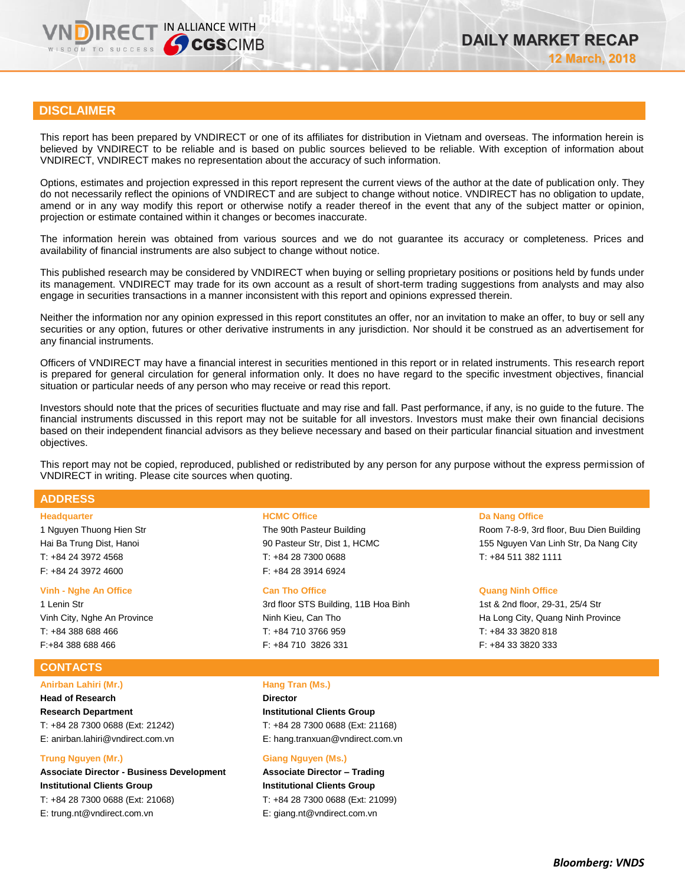## DISCLAIMER

This report has been prepared by VNDIRECT or one of its affiliates for distribution in Vietnam and overseas. The information herein is believed by VNDIRECT to be reliable and is based on public sources believed to be reliable. With exception of information about VNDIRECT, VNDIRECT makes no representation about the accuracy of such information.

Options, estimates and projection expressed in this report represent the current views of the author at the date of publication only. They do not necessarily reflect the opinions of VNDIRECT and are subject to change without notice. VNDIRECT has no obligation to update, amend or in any way modify this report or otherwise notify a reader thereof in the event that any of the subject matter or opinion, projection or estimate contained within it changes or becomes inaccurate.

The information herein was obtained from various sources and we do not guarantee its accuracy or completeness. Prices and availability of financial instruments are also subject to change without notice.

This published research may be considered by VNDIRECT when buying or selling proprietary positions or positions held by funds under its management. VNDIRECT may trade for its own account as a result of short-term trading suggestions from analysts and may also engage in securities transactions in a manner inconsistent with this report and opinions expressed therein.

Neither the information nor any opinion expressed in this report constitutes an offer, nor an invitation to make an offer, to buy or sell any securities or any option, futures or other derivative instruments in any jurisdiction. Nor should it be construed as an advertisement for any financial instruments.

Officers of VNDIRECT may have a financial interest in securities mentioned in this report or in related instruments. This research report is prepared for general circulation for general information only. It does no have regard to the specific investment objectives, financial situation or particular needs of any person who may receive or read this report.

Investors should note that the prices of securities fluctuate and may rise and fall. Past performance, if any, is no guide to the future. The financial instruments discussed in this report may not be suitable for all investors. Investors must make their own financial decisions based on their independent financial advisors as they believe necessary and based on their particular financial situation and investment objectives.

This report may not be copied, reproduced, published or redistributed by any person for any purpose without the express permission of VNDIRECT in writing. Please cite sources when quoting.

## ADDRESS

**Headquarter**
1 Nguyen Thuong Hien Str
Hai Ba Trung Dist, Hanoi
T: +84 24 3972 4568
F: +84 24 3972 4600

**HCMC Office**
The 90th Pasteur Building
90 Pasteur Str, Dist 1, HCMC
T: +84 28 7300 0688
F: +84 28 3914 6924

**Da Nang Office**
Room 7-8-9, 3rd floor, Buu Dien Building
155 Nguyen Van Linh Str, Da Nang City
T: +84 511 382 1111

**Vinh - Nghe An Office**
1 Lenin Str
Vinh City, Nghe An Province
T: +84 388 688 466
F:+84 388 688 466

**Can Tho Office**
3rd floor STS Building, 11B Hoa Binh
Ninh Kieu, Can Tho
T: +84 710 3766 959
F: +84 710 3826 331

**Quang Ninh Office**
1st & 2nd floor, 29-31, 25/4 Str
Ha Long City, Quang Ninh Province
T: +84 33 3820 818
F: +84 33 3820 333

## CONTACTS

**Anirban Lahiri (Mr.)**
**Head of Research**
**Research Department**
T: +84 28 7300 0688 (Ext: 21242)
E: anirban.lahiri@vndirect.com.vn

**Hang Tran (Ms.)**
**Director**
**Institutional Clients Group**
T: +84 28 7300 0688 (Ext: 21168)
E: hang.tranxuan@vndirect.com.vn

**Trung Nguyen (Mr.)**
**Associate Director - Business Development**
**Institutional Clients Group**
T: +84 28 7300 0688 (Ext: 21068)
E: trung.nt@vndirect.com.vn

**Giang Nguyen (Ms.)**
**Associate Director – Trading**
**Institutional Clients Group**
T: +84 28 7300 0688 (Ext: 21099)
E: giang.nt@vndirect.com.vn

***Bloomberg: VNDS***